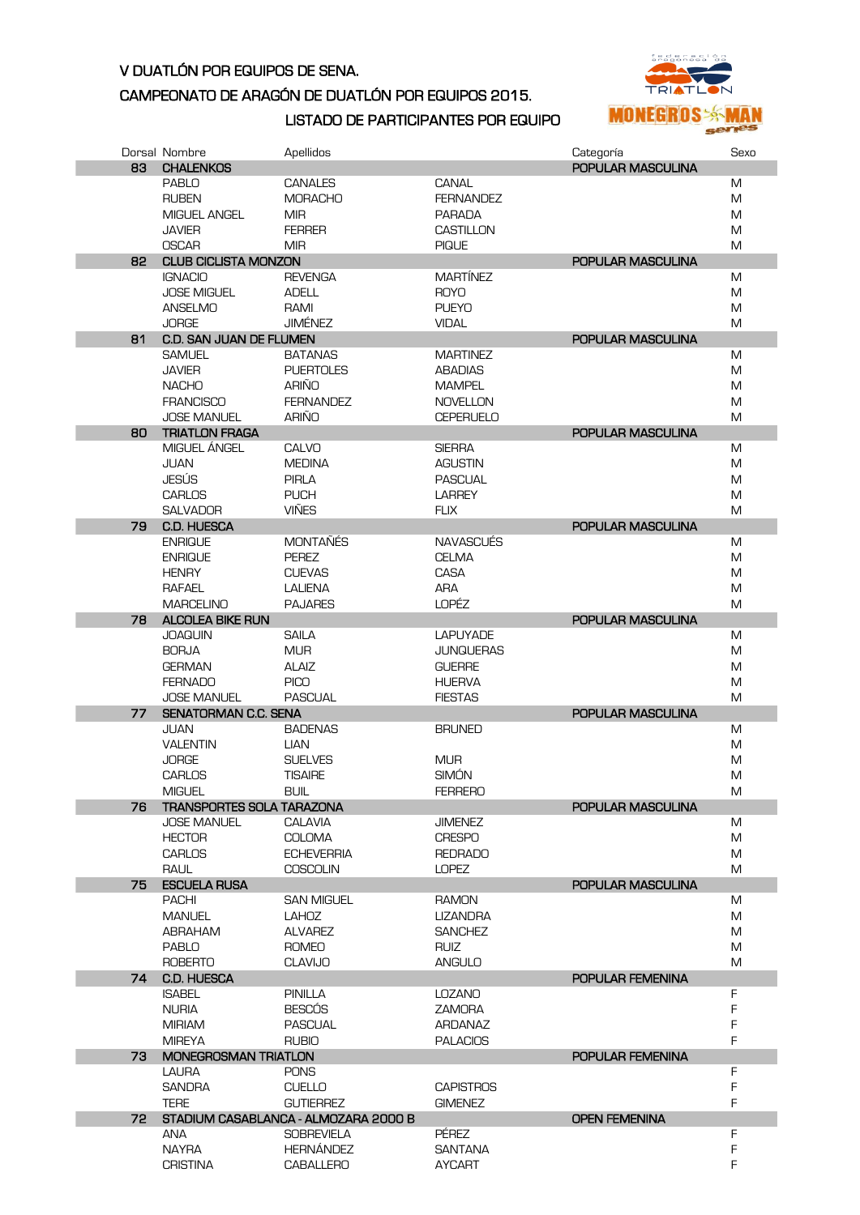# V DUATLÓN POR EQUIPOS DE SENA.

## CAMPEONATO DE ARAGÓN DE DUATLÓN POR EQUIPOS 2015.

### LISTADO DE PARTICIPANTES POR EQUIPO

| Dorsal | Nombre | Apellidos | | Categoría | Sexo |
|---|---|---|---|---|---|
| **83** | **CHALENKOS** | | | **POPULAR MASCULINA** | |
| | PABLO | CANALES | CANAL | | M |
| | RUBEN | MORACHO | FERNANDEZ | | M |
| | MIGUEL ANGEL | MIR | PARADA | | M |
| | JAVIER | FERRER | CASTILLON | | M |
| | OSCAR | MIR | PIQUE | | M |
| **82** | **CLUB CICLISTA MONZON** | | | **POPULAR MASCULINA** | |
| | IGNACIO | REVENGA | MARTÍNEZ | | M |
| | JOSE MIGUEL | ADELL | ROYO | | M |
| | ANSELMO | RAMI | PUEYO | | M |
| | JORGE | JIMÉNEZ | VIDAL | | M |
| **81** | **C.D. SAN JUAN DE FLUMEN** | | | **POPULAR MASCULINA** | |
| | SAMUEL | BATANAS | MARTINEZ | | M |
| | JAVIER | PUERTOLES | ABADIAS | | M |
| | NACHO | ARIÑO | MAMPEL | | M |
| | FRANCISCO | FERNANDEZ | NOVELLON | | M |
| | JOSE MANUEL | ARIÑO | CEPERUELO | | M |
| **80** | **TRIATLON FRAGA** | | | **POPULAR MASCULINA** | |
| | MIGUEL ÁNGEL | CALVO | SIERRA | | M |
| | JUAN | MEDINA | AGUSTIN | | M |
| | JESÚS | PIRLA | PASCUAL | | M |
| | CARLOS | PUCH | LARREY | | M |
| | SALVADOR | VIÑES | FLIX | | M |
| **79** | **C.D. HUESCA** | | | **POPULAR MASCULINA** | |
| | ENRIQUE | MONTAÑÉS | NAVASCUÉS | | M |
| | ENRIQUE | PEREZ | CELMA | | M |
| | HENRY | CUEVAS | CASA | | M |
| | RAFAEL | LALIENA | ARA | | M |
| | MARCELINO | PAJARES | LOPÉZ | | M |
| **78** | **ALCOLEA BIKE RUN** | | | **POPULAR MASCULINA** | |
| | JOAQUIN | SAILA | LAPUYADE | | M |
| | BORJA | MUR | JUNQUERAS | | M |
| | GERMAN | ALAIZ | GUERRE | | M |
| | FERNADO | PICO | HUERVA | | M |
| | JOSE MANUEL | PASCUAL | FIESTAS | | M |
| **77** | **SENATORMAN C.C. SENA** | | | **POPULAR MASCULINA** | |
| | JUAN | BADENAS | BRUNED | | M |
| | VALENTIN | LIAN | | | M |
| | JORGE | SUELVES | MUR | | M |
| | CARLOS | TISAIRE | SIMÓN | | M |
| | MIGUEL | BUIL | FERRERO | | M |
| **76** | **TRANSPORTES SOLA TARAZONA** | | | **POPULAR MASCULINA** | |
| | JOSE MANUEL | CALAVIA | JIMENEZ | | M |
| | HECTOR | COLOMA | CRESPO | | M |
| | CARLOS | ECHEVERRIA | REDRADO | | M |
| | RAUL | COSCOLIN | LOPEZ | | M |
| **75** | **ESCUELA RUSA** | | | **POPULAR MASCULINA** | |
| | PACHI | SAN MIGUEL | RAMON | | M |
| | MANUEL | LAHOZ | LIZANDRA | | M |
| | ABRAHAM | ALVAREZ | SANCHEZ | | M |
| | PABLO | ROMEO | RUIZ | | M |
| | ROBERTO | CLAVIJO | ANGULO | | M |
| **74** | **C.D. HUESCA** | | | **POPULAR FEMENINA** | |
| | ISABEL | PINILLA | LOZANO | | F |
| | NURIA | BESCÓS | ZAMORA | | F |
| | MIRIAM | PASCUAL | ARDANAZ | | F |
| | MIREYA | RUBIO | PALACIOS | | F |
| **73** | **MONEGROSMAN TRIATLON** | | | **POPULAR FEMENINA** | |
| | LAURA | PONS | | | F |
| | SANDRA | CUELLO | CAPISTROS | | F |
| | TERE | GUTIERREZ | GIMENEZ | | F |
| **72** | **STADIUM CASABLANCA - ALMOZARA 2000 B** | | | **OPEN FEMENINA** | |
| | ANA | SOBREVIELA | PÉREZ | | F |
| | NAYRA | HERNÁNDEZ | SANTANA | | F |
| | CRISTINA | CABALLERO | AYCART | | F |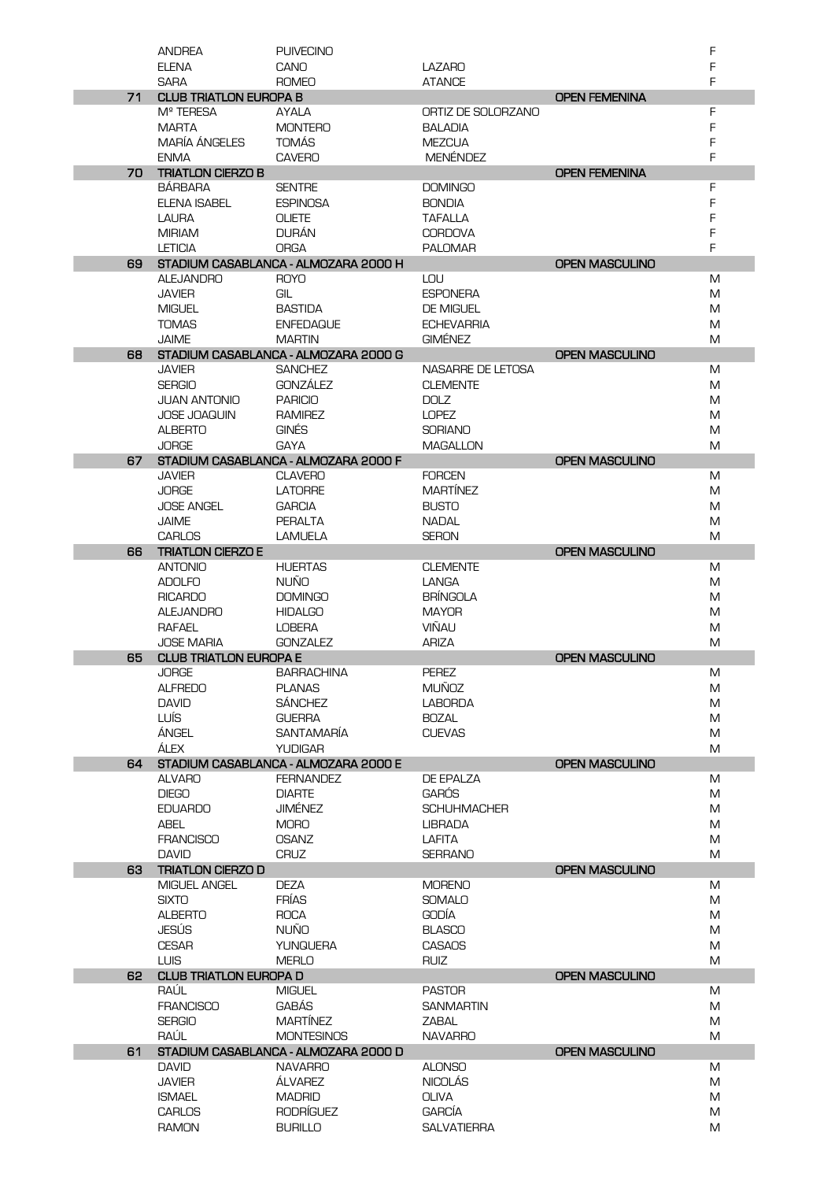| | | | | | |
|---|---|---|---|---|---|
| | ANDREA | PUIVECINO | | | F |
| | ELENA | CANO | LAZARO | | F |
| | SARA | ROMEO | ATANCE | | F |
| 71 | CLUB TRIATLON EUROPA B | | | OPEN FEMENINA | |
| | Mª TERESA | AYALA | ORTIZ DE SOLORZANO | | F |
| | MARTA | MONTERO | BALADIA | | F |
| | MARÍA ÁNGELES | TOMÁS | MEZCUA | | F |
| | ENMA | CAVERO | MENÉNDEZ | | F |
| 70 | TRIATLON CIERZO B | | | OPEN FEMENINA | |
| | BÁRBARA | SENTRE | DOMINGO | | F |
| | ELENA ISABEL | ESPINOSA | BONDIA | | F |
| | LAURA | OLIETE | TAFALLA | | F |
| | MIRIAM | DURÁN | CORDOVA | | F |
| | LETICIA | ORGA | PALOMAR | | F |
| 69 | STADIUM CASABLANCA - ALMOZARA 2000 H | | | OPEN MASCULINO | |
| | ALEJANDRO | ROYO | LOU | | M |
| | JAVIER | GIL | ESPONERA | | M |
| | MIGUEL | BASTIDA | DE MIGUEL | | M |
| | TOMAS | ENFEDAQUE | ECHEVARRIA | | M |
| | JAIME | MARTIN | GIMÉNEZ | | M |
| 68 | STADIUM CASABLANCA - ALMOZARA 2000 G | | | OPEN MASCULINO | |
| | JAVIER | SANCHEZ | NASARRE DE LETOSA | | M |
| | SERGIO | GONZÁLEZ | CLEMENTE | | M |
| | JUAN ANTONIO | PARICIO | DOLZ | | M |
| | JOSE JOAQUIN | RAMIREZ | LOPEZ | | M |
| | ALBERTO | GINÉS | SORIANO | | M |
| | JORGE | GAYA | MAGALLON | | M |
| 67 | STADIUM CASABLANCA - ALMOZARA 2000 F | | | OPEN MASCULINO | |
| | JAVIER | CLAVERO | FORCEN | | M |
| | JORGE | LATORRE | MARTÍNEZ | | M |
| | JOSE ANGEL | GARCIA | BUSTO | | M |
| | JAIME | PERALTA | NADAL | | M |
| | CARLOS | LAMUELA | SERON | | M |
| 66 | TRIATLON CIERZO E | | | OPEN MASCULINO | |
| | ANTONIO | HUERTAS | CLEMENTE | | M |
| | ADOLFO | NUÑO | LANGA | | M |
| | RICARDO | DOMINGO | BRÍNGOLA | | M |
| | ALEJANDRO | HIDALGO | MAYOR | | M |
| | RAFAEL | LOBERA | VIÑAU | | M |
| | JOSE MARIA | GONZALEZ | ARIZA | | M |
| 65 | CLUB TRIATLON EUROPA E | | | OPEN MASCULINO | |
| | JORGE | BARRACHINA | PEREZ | | M |
| | ALFREDO | PLANAS | MUÑOZ | | M |
| | DAVID | SÁNCHEZ | LABORDA | | M |
| | LUÍS | GUERRA | BOZAL | | M |
| | ÁNGEL | SANTAMARÍA | CUEVAS | | M |
| | ÁLEX | YUDIGAR | | | M |
| 64 | STADIUM CASABLANCA - ALMOZARA 2000 E | | | OPEN MASCULINO | |
| | ALVARO | FERNANDEZ | DE EPALZA | | M |
| | DIEGO | DIARTE | GARÓS | | M |
| | EDUARDO | JIMÉNEZ | SCHUHMACHER | | M |
| | ABEL | MORO | LIBRADA | | M |
| | FRANCISCO | OSANZ | LAFITA | | M |
| | DAVID | CRUZ | SERRANO | | M |
| 63 | TRIATLON CIERZO D | | | OPEN MASCULINO | |
| | MIGUEL ANGEL | DEZA | MORENO | | M |
| | SIXTO | FRÍAS | SOMALO | | M |
| | ALBERTO | ROCA | GODÍA | | M |
| | JESÚS | NUÑO | BLASCO | | M |
| | CESAR | YUNQUERA | CASAOS | | M |
| | LUIS | MERLO | RUIZ | | M |
| 62 | CLUB TRIATLON EUROPA D | | | OPEN MASCULINO | |
| | RAÚL | MIGUEL | PASTOR | | M |
| | FRANCISCO | GABÁS | SANMARTIN | | M |
| | SERGIO | MARTÍNEZ | ZABAL | | M |
| | RAÚL | MONTESINOS | NAVARRO | | M |
| 61 | STADIUM CASABLANCA - ALMOZARA 2000 D | | | OPEN MASCULINO | |
| | DAVID | NAVARRO | ALONSO | | M |
| | JAVIER | ÁLVAREZ | NICOLÁS | | M |
| | ISMAEL | MADRID | OLIVA | | M |
| | CARLOS | RODRÍGUEZ | GARCÍA | | M |
| | RAMON | BURILLO | SALVATIERRA | | M |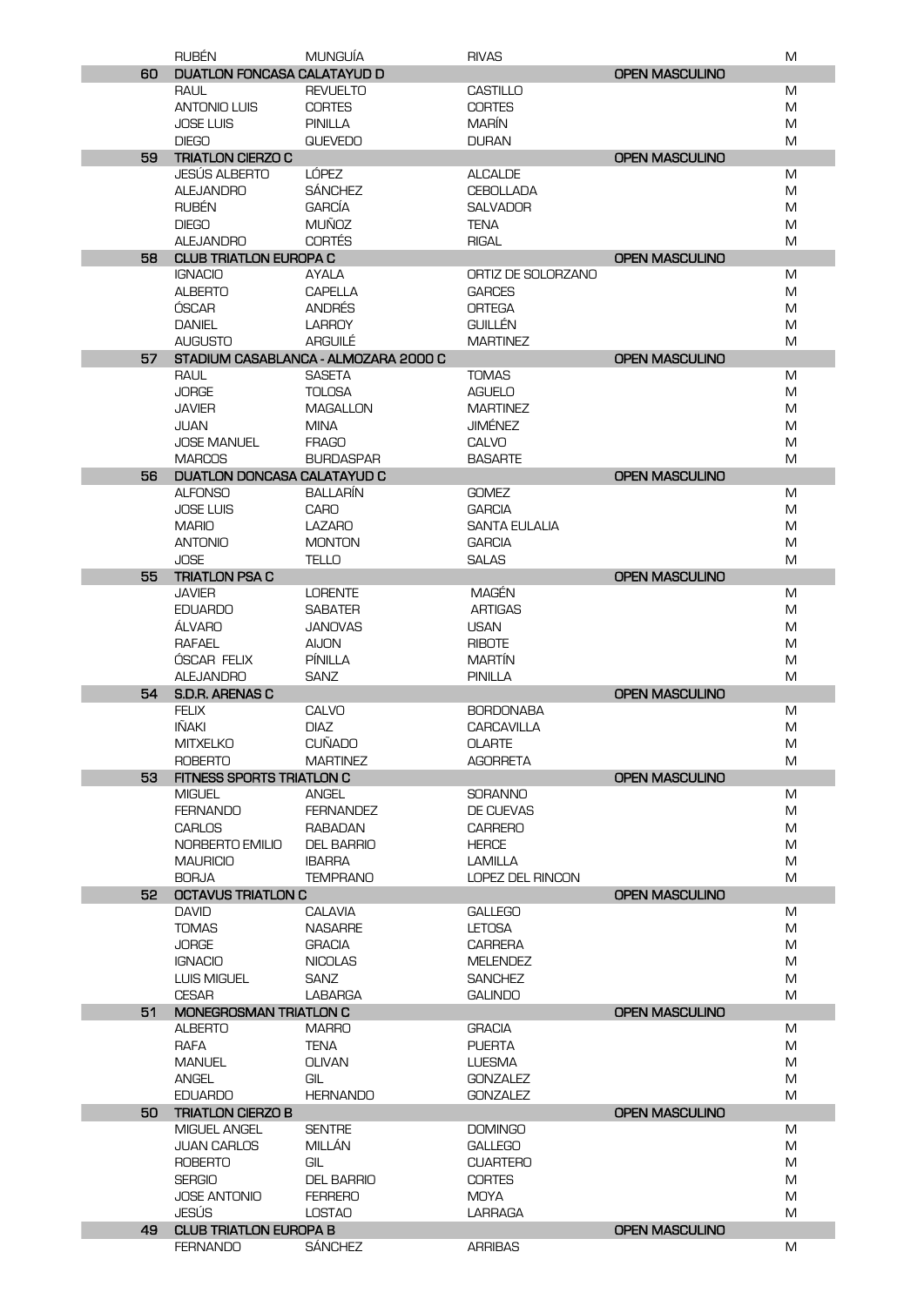| | RUBÉN | MUNGUÍA | RIVAS | | M |
|---|---|---|---|---|---|
| 60 | DUATLON FONCASA CALATAYUD D | | | OPEN MASCULINO | |
| | RAUL | REVUELTO | CASTILLO | | M |
| | ANTONIO LUIS | CORTES | CORTES | | M |
| | JOSE LUIS | PINILLA | MARÍN | | M |
| | DIEGO | QUEVEDO | DURAN | | M |
| 59 | TRIATLON CIERZO C | | | OPEN MASCULINO | |
| | JESÚS ALBERTO | LÓPEZ | ALCALDE | | M |
| | ALEJANDRO | SÁNCHEZ | CEBOLLADA | | M |
| | RUBÉN | GARCÍA | SALVADOR | | M |
| | DIEGO | MUÑOZ | TENA | | M |
| | ALEJANDRO | CORTÉS | RIGAL | | M |
| 58 | CLUB TRIATLON EUROPA C | | | OPEN MASCULINO | |
| | IGNACIO | AYALA | ORTIZ DE SOLORZANO | | M |
| | ALBERTO | CAPELLA | GARCES | | M |
| | ÓSCAR | ANDRÉS | ORTEGA | | M |
| | DANIEL | LARROY | GUILLÉN | | M |
| | AUGUSTO | ARGUILÉ | MARTINEZ | | M |
| 57 | STADIUM CASABLANCA - ALMOZARA 2000 C | | | OPEN MASCULINO | |
| | RAUL | SASETA | TOMAS | | M |
| | JORGE | TOLOSA | AGUELO | | M |
| | JAVIER | MAGALLON | MARTINEZ | | M |
| | JUAN | MINA | JIMÉNEZ | | M |
| | JOSE MANUEL | FRAGO | CALVO | | M |
| | MARCOS | BURDASPAR | BASARTE | | M |
| 56 | DUATLON DONCASA CALATAYUD C | | | OPEN MASCULINO | |
| | ALFONSO | BALLARÍN | GOMEZ | | M |
| | JOSE LUIS | CARO | GARCIA | | M |
| | MARIO | LAZARO | SANTA EULALIA | | M |
| | ANTONIO | MONTON | GARCIA | | M |
| | JOSE | TELLO | SALAS | | M |
| 55 | TRIATLON PSA C | | | OPEN MASCULINO | |
| | JAVIER | LORENTE | MAGÉN | | M |
| | EDUARDO | SABATER | ARTIGAS | | M |
| | ÁLVARO | JANOVAS | USAN | | M |
| | RAFAEL | AIJON | RIBOTE | | M |
| | ÓSCAR FELIX | PÍNILLA | MARTÍN | | M |
| | ALEJANDRO | SANZ | PINILLA | | M |
| 54 | S.D.R. ARENAS C | | | OPEN MASCULINO | |
| | FELIX | CALVO | BORDONABA | | M |
| | IÑAKI | DIAZ | CARCAVILLA | | M |
| | MITXELKO | CUÑADO | OLARTE | | M |
| | ROBERTO | MARTINEZ | AGORRETA | | M |
| 53 | FITNESS SPORTS TRIATLON C | | | OPEN MASCULINO | |
| | MIGUEL | ANGEL | SORANNO | | M |
| | FERNANDO | FERNANDEZ | DE CUEVAS | | M |
| | CARLOS | RABADAN | CARRERO | | M |
| | NORBERTO EMILIO | DEL BARRIO | HERCE | | M |
| | MAURICIO | IBARRA | LAMILLA | | M |
| | BORJA | TEMPRANO | LOPEZ DEL RINCON | | M |
| 52 | OCTAVUS TRIATLON C | | | OPEN MASCULINO | |
| | DAVID | CALAVIA | GALLEGO | | M |
| | TOMAS | NASARRE | LETOSA | | M |
| | JORGE | GRACIA | CARRERA | | M |
| | IGNACIO | NICOLAS | MELENDEZ | | M |
| | LUIS MIGUEL | SANZ | SANCHEZ | | M |
| | CESAR | LABARGA | GALINDO | | M |
| 51 | MONEGROSMAN TRIATLON C | | | OPEN MASCULINO | |
| | ALBERTO | MARRO | GRACIA | | M |
| | RAFA | TENA | PUERTA | | M |
| | MANUEL | OLIVAN | LUESMA | | M |
| | ANGEL | GIL | GONZALEZ | | M |
| | EDUARDO | HERNANDO | GONZALEZ | | M |
| 50 | TRIATLON CIERZO B | | | OPEN MASCULINO | |
| | MIGUEL ANGEL | SENTRE | DOMINGO | | M |
| | JUAN CARLOS | MILLÁN | GALLEGO | | M |
| | ROBERTO | GIL | CUARTERO | | M |
| | SERGIO | DEL BARRIO | CORTES | | M |
| | JOSE ANTONIO | FERRERO | MOYA | | M |
| | JESÚS | LOSTAO | LARRAGA | | M |
| 49 | CLUB TRIATLON EUROPA B | | | OPEN MASCULINO | |
| | FERNANDO | SÁNCHEZ | ARRIBAS | | M |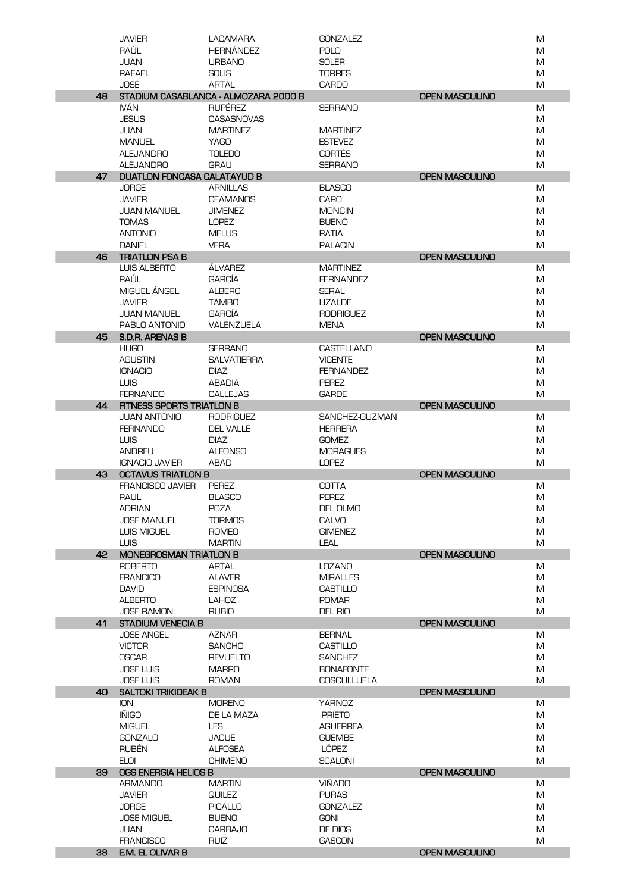| | | | | | |
|---|---|---|---|---|---|
| | JAVIER | LACAMARA | GONZALEZ | | M |
| | RAÚL | HERNÁNDEZ | POLO | | M |
| | JUAN | URBANO | SOLER | | M |
| | RAFAEL | SOLIS | TORRES | | M |
| | JOSÉ | ARTAL | CARDO | | M |
| 48 | STADIUM CASABLANCA - ALMOZARA 2000 B | | | OPEN MASCULINO | |
| | IVÁN | RUPÉREZ | SERRANO | | M |
| | JESUS | CASASNOVAS | | | M |
| | JUAN | MARTINEZ | MARTINEZ | | M |
| | MANUEL | YAGO | ESTEVEZ | | M |
| | ALEJANDRO | TOLEDO | CORTÉS | | M |
| | ALEJANDRO | GRAU | SERRANO | | M |
| 47 | DUATLON FONCASA CALATAYUD B | | | OPEN MASCULINO | |
| | JORGE | ARNILLAS | BLASCO | | M |
| | JAVIER | CEAMANOS | CARO | | M |
| | JUAN MANUEL | JIMENEZ | MONCIN | | M |
| | TOMAS | LOPEZ | BUENO | | M |
| | ANTONIO | MELUS | RATIA | | M |
| | DANIEL | VERA | PALACIN | | M |
| 46 | TRIATLON PSA B | | | OPEN MASCULINO | |
| | LUIS ALBERTO | ÁLVAREZ | MARTINEZ | | M |
| | RAÚL | GARCÍA | FERNANDEZ | | M |
| | MIGUEL ÁNGEL | ALBERO | SERAL | | M |
| | JAVIER | TAMBO | LIZALDE | | M |
| | JUAN MANUEL | GARCÍA | RODRIGUEZ | | M |
| | PABLO ANTONIO | VALENZUELA | MENA | | M |
| 45 | S.D.R. ARENAS B | | | OPEN MASCULINO | |
| | HUGO | SERRANO | CASTELLANO | | M |
| | AGUSTIN | SALVATIERRA | VICENTE | | M |
| | IGNACIO | DIAZ | FERNANDEZ | | M |
| | LUIS | ABADIA | PEREZ | | M |
| | FERNANDO | CALLEJAS | GARDE | | M |
| 44 | FITNESS SPORTS TRIATLON B | | | OPEN MASCULINO | |
| | JUAN ANTONIO | RODRIGUEZ | SANCHEZ-GUZMAN | | M |
| | FERNANDO | DEL VALLE | HERRERA | | M |
| | LUIS | DIAZ | GOMEZ | | M |
| | ANDREU | ALFONSO | MORAGUES | | M |
| | IGNACIO JAVIER | ABAD | LOPEZ | | M |
| 43 | OCTAVUS TRIATLON B | | | OPEN MASCULINO | |
| | FRANCISCO JAVIER | PEREZ | COTTA | | M |
| | RAUL | BLASCO | PEREZ | | M |
| | ADRIAN | POZA | DEL OLMO | | M |
| | JOSE MANUEL | TORMOS | CALVO | | M |
| | LUIS MIGUEL | ROMEO | GIMENEZ | | M |
| | LUIS | MARTIN | LEAL | | M |
| 42 | MONEGROSMAN TRIATLON B | | | OPEN MASCULINO | |
| | ROBERTO | ARTAL | LOZANO | | M |
| | FRANCICO | ALAVER | MIRALLES | | M |
| | DAVID | ESPINOSA | CASTILLO | | M |
| | ALBERTO | LAHOZ | POMAR | | M |
| | JOSE RAMON | RUBIO | DEL RIO | | M |
| 41 | STADIUM VENECIA B | | | OPEN MASCULINO | |
| | JOSE ANGEL | AZNAR | BERNAL | | M |
| | VICTOR | SANCHO | CASTILLO | | M |
| | OSCAR | REVUELTO | SANCHEZ | | M |
| | JOSE LUIS | MARRO | BONAFONTE | | M |
| | JOSE LUIS | ROMAN | COSCULLUELA | | M |
| 40 | SALTOKI TRIKIDEAK B | | | OPEN MASCULINO | |
| | ION | MORENO | YARNOZ | | M |
| | IÑIGO | DE LA MAZA | PRIETO | | M |
| | MIGUEL | LES | AGUERREA | | M |
| | GONZALO | JACUE | GUEMBE | | M |
| | RUBÉN | ALFOSEA | LÓPEZ | | M |
| | ELOI | CHIMENO | SCALONI | | M |
| 39 | OGS ENERGIA HELIOS B | | | OPEN MASCULINO | |
| | ARMANDO | MARTIN | VIÑADO | | M |
| | JAVIER | QUILEZ | PURAS | | M |
| | JORGE | PICALLO | GONZALEZ | | M |
| | JOSE MIGUEL | BUENO | GONI | | M |
| | JUAN | CARBAJO | DE DIOS | | M |
| | FRANCISCO | RUIZ | GASCON | | M |
| 38 | E.M. EL OLIVAR B | | | OPEN MASCULINO | |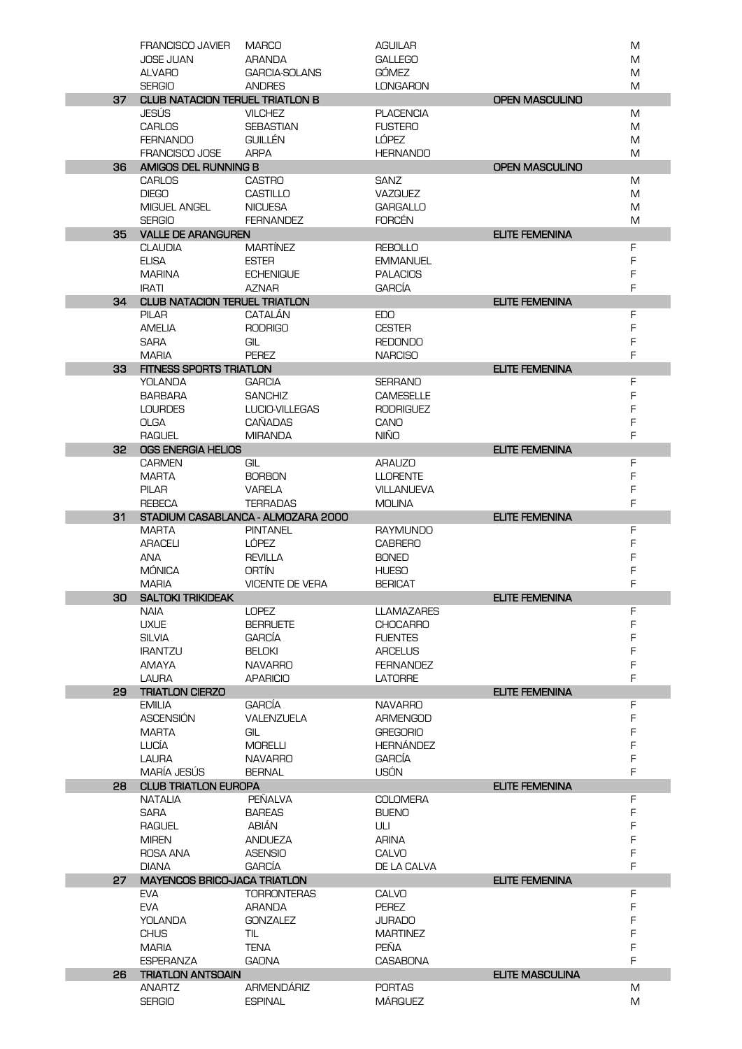| | | | | | |
|---|---|---|---|---|---|
| | FRANCISCO JAVIER | MARCO | AGUILAR | | M |
| | JOSE JUAN | ARANDA | GALLEGO | | M |
| | ALVARO | GARCIA-SOLANS | GÓMEZ | | M |
| | SERGIO | ANDRES | LONGARON | | M |
| **37** | **CLUB NATACION TERUEL TRIATLON B** | | | **OPEN MASCULINO** | |
| | JESÚS | VILCHEZ | PLACENCIA | | M |
| | CARLOS | SEBASTIAN | FUSTERO | | M |
| | FERNANDO | GUILLÉN | LÓPEZ | | M |
| | FRANCISCO JOSE | ARPA | HERNANDO | | M |
| **36** | **AMIGOS DEL RUNNING B** | | | **OPEN MASCULINO** | |
| | CARLOS | CASTRO | SANZ | | M |
| | DIEGO | CASTILLO | VAZQUEZ | | M |
| | MIGUEL ANGEL | NICUESA | GARGALLO | | M |
| | SERGIO | FERNANDEZ | FORCÉN | | M |
| **35** | **VALLE DE ARANGUREN** | | | **ELITE FEMENINA** | |
| | CLAUDIA | MARTÍNEZ | REBOLLO | | F |
| | ELISA | ESTER | EMMANUEL | | F |
| | MARINA | ECHENIQUE | PALACIOS | | F |
| | IRATI | AZNAR | GARCÍA | | F |
| **34** | **CLUB NATACION TERUEL TRIATLON** | | | **ELITE FEMENINA** | |
| | PILAR | CATALÁN | EDO | | F |
| | AMELIA | RODRIGO | CESTER | | F |
| | SARA | GIL | REDONDO | | F |
| | MARIA | PEREZ | NARCISO | | F |
| **33** | **FITNESS SPORTS TRIATLON** | | | **ELITE FEMENINA** | |
| | YOLANDA | GARCIA | SERRANO | | F |
| | BARBARA | SANCHIZ | CAMESELLE | | F |
| | LOURDES | LUCIO-VILLEGAS | RODRIGUEZ | | F |
| | OLGA | CAÑADAS | CANO | | F |
| | RAQUEL | MIRANDA | NIÑO | | F |
| **32** | **OGS ENERGIA HELIOS** | | | **ELITE FEMENINA** | |
| | CARMEN | GIL | ARAUZO | | F |
| | MARTA | BORBON | LLORENTE | | F |
| | PILAR | VARELA | VILLANUEVA | | F |
| | REBECA | TERRADAS | MOLINA | | F |
| **31** | **STADIUM CASABLANCA - ALMOZARA 2000** | | | **ELITE FEMENINA** | |
| | MARTA | PINTANEL | RAYMUNDO | | F |
| | ARACELI | LÓPEZ | CABRERO | | F |
| | ANA | REVILLA | BONED | | F |
| | MÓNICA | ORTÍN | HUESO | | F |
| | MARIA | VICENTE DE VERA | BERICAT | | F |
| **30** | **SALTOKI TRIKIDEAK** | | | **ELITE FEMENINA** | |
| | NAIA | LOPEZ | LLAMAZARES | | F |
| | UXUE | BERRUETE | CHOCARRO | | F |
| | SILVIA | GARCÍA | FUENTES | | F |
| | IRANTZU | BELOKI | ARCELUS | | F |
| | AMAYA | NAVARRO | FERNANDEZ | | F |
| | LAURA | APARICIO | LATORRE | | F |
| **29** | **TRIATLON CIERZO** | | | **ELITE FEMENINA** | |
| | EMILIA | GARCÍA | NAVARRO | | F |
| | ASCENSIÓN | VALENZUELA | ARMENGOD | | F |
| | MARTA | GIL | GREGORIO | | F |
| | LUCÍA | MORELLI | HERNÁNDEZ | | F |
| | LAURA | NAVARRO | GARCÍA | | F |
| | MARÍA JESÚS | BERNAL | USÓN | | F |
| **28** | **CLUB TRIATLON EUROPA** | | | **ELITE FEMENINA** | |
| | NATALIA | PEÑALVA | COLOMERA | | F |
| | SARA | BAREAS | BUENO | | F |
| | RAQUEL | ABIÁN | ULI | | F |
| | MIREN | ANDUEZA | ARINA | | F |
| | ROSA ANA | ASENSIO | CALVO | | F |
| | DIANA | GARCÍA | DE LA CALVA | | F |
| **27** | **MAYENCOS BRICO-JACA TRIATLON** | | | **ELITE FEMENINA** | |
| | EVA | TORRONTERAS | CALVO | | F |
| | EVA | ARANDA | PEREZ | | F |
| | YOLANDA | GONZALEZ | JURADO | | F |
| | CHUS | TIL | MARTINEZ | | F |
| | MARIA | TENA | PEÑA | | F |
| | ESPERANZA | GAONA | CASABONA | | F |
| **26** | **TRIATLON ANTSOAIN** | | | **ELITE MASCULINA** | |
| | ANARTZ | ARMENDÁRIZ | PORTAS | | M |
| | SERGIO | ESPINAL | MÁRQUEZ | | M |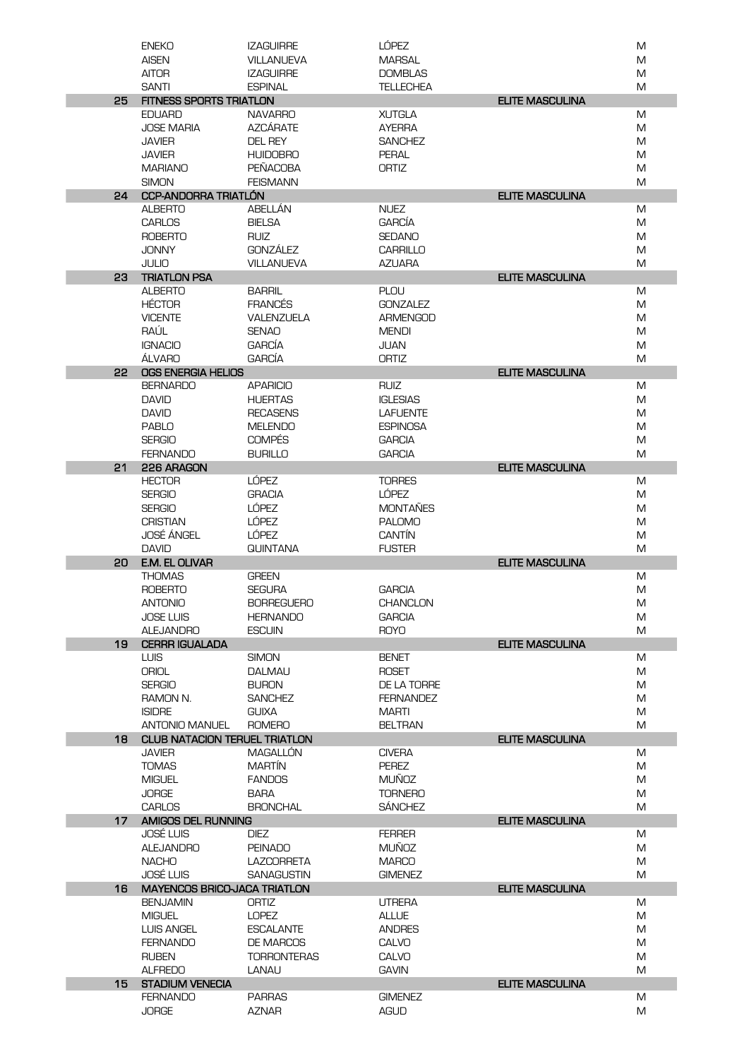| | | | | | |
|---|---|---|---|---|---|
| | ENEKO | IZAGUIRRE | LÓPEZ | | M |
| | AISEN | VILLANUEVA | MARSAL | | M |
| | AITOR | IZAGUIRRE | DOMBLAS | | M |
| | SANTI | ESPINAL | TELLECHEA | | M |
| 25 | **FITNESS SPORTS TRIATLON** | | | **ELITE MASCULINA** | |
| | EDUARD | NAVARRO | XUTGLA | | M |
| | JOSE MARIA | AZCÁRATE | AYERRA | | M |
| | JAVIER | DEL REY | SANCHEZ | | M |
| | JAVIER | HUIDOBRO | PERAL | | M |
| | MARIANO | PEÑACOBA | ORTIZ | | M |
| | SIMON | FEISMANN | | | M |
| 24 | **CCP-ANDORRA TRIATLÓN** | | | **ELITE MASCULINA** | |
| | ALBERTO | ABELLÁN | NUEZ | | M |
| | CARLOS | BIELSA | GARCÍA | | M |
| | ROBERTO | RUIZ | SEDANO | | M |
| | JONNY | GONZÁLEZ | CARRILLO | | M |
| | JULIO | VILLANUEVA | AZUARA | | M |
| 23 | **TRIATLON PSA** | | | **ELITE MASCULINA** | |
| | ALBERTO | BARRIL | PLOU | | M |
| | HÉCTOR | FRANCÉS | GONZALEZ | | M |
| | VICENTE | VALENZUELA | ARMENGOD | | M |
| | RAÚL | SENAO | MENDI | | M |
| | IGNACIO | GARCÍA | JUAN | | M |
| | ÁLVARO | GARCÍA | ORTIZ | | M |
| 22 | **OGS ENERGIA HELIOS** | | | **ELITE MASCULINA** | |
| | BERNARDO | APARICIO | RUIZ | | M |
| | DAVID | HUERTAS | IGLESIAS | | M |
| | DAVID | RECASENS | LAFUENTE | | M |
| | PABLO | MELENDO | ESPINOSA | | M |
| | SERGIO | COMPÉS | GARCIA | | M |
| | FERNANDO | BURILLO | GARCIA | | M |
| 21 | **226 ARAGON** | | | **ELITE MASCULINA** | |
| | HECTOR | LÓPEZ | TORRES | | M |
| | SERGIO | GRACIA | LÓPEZ | | M |
| | SERGIO | LÓPEZ | MONTAÑES | | M |
| | CRISTIAN | LÓPEZ | PALOMO | | M |
| | JOSÉ ÁNGEL | LÓPEZ | CANTÍN | | M |
| | DAVID | QUINTANA | FUSTER | | M |
| 20 | **E.M. EL OLIVAR** | | | **ELITE MASCULINA** | |
| | THOMAS | GREEN | | | M |
| | ROBERTO | SEGURA | GARCIA | | M |
| | ANTONIO | BORREGUERO | CHANCLON | | M |
| | JOSE LUIS | HERNANDO | GARCIA | | M |
| | ALEJANDRO | ESCUIN | ROYO | | M |
| 19 | **CERRR IGUALADA** | | | **ELITE MASCULINA** | |
| | LUIS | SIMON | BENET | | M |
| | ORIOL | DALMAU | ROSET | | M |
| | SERGIO | BURON | DE LA TORRE | | M |
| | RAMON N. | SANCHEZ | FERNANDEZ | | M |
| | ISIDRE | GUIXA | MARTI | | M |
| | ANTONIO MANUEL | ROMERO | BELTRAN | | M |
| 18 | **CLUB NATACION TERUEL TRIATLON** | | | **ELITE MASCULINA** | |
| | JAVIER | MAGALLÓN | CIVERA | | M |
| | TOMAS | MARTÍN | PEREZ | | M |
| | MIGUEL | FANDOS | MUÑOZ | | M |
| | JORGE | BARA | TORNERO | | M |
| | CARLOS | BRONCHAL | SÁNCHEZ | | M |
| 17 | **AMIGOS DEL RUNNING** | | | **ELITE MASCULINA** | |
| | JOSÉ LUIS | DIEZ | FERRER | | M |
| | ALEJANDRO | PEINADO | MUÑOZ | | M |
| | NACHO | LAZCORRETA | MARCO | | M |
| | JOSÉ LUIS | SANAGUSTIN | GIMENEZ | | M |
| 16 | **MAYENCOS BRICO-JACA TRIATLON** | | | **ELITE MASCULINA** | |
| | BENJAMIN | ORTIZ | UTRERA | | M |
| | MIGUEL | LOPEZ | ALLUE | | M |
| | LUIS ANGEL | ESCALANTE | ANDRES | | M |
| | FERNANDO | DE MARCOS | CALVO | | M |
| | RUBEN | TORRONTERAS | CALVO | | M |
| | ALFREDO | LANAU | GAVIN | | M |
| 15 | **STADIUM VENECIA** | | | **ELITE MASCULINA** | |
| | FERNANDO | PARRAS | GIMENEZ | | M |
| | JORGE | AZNAR | AGUD | | M |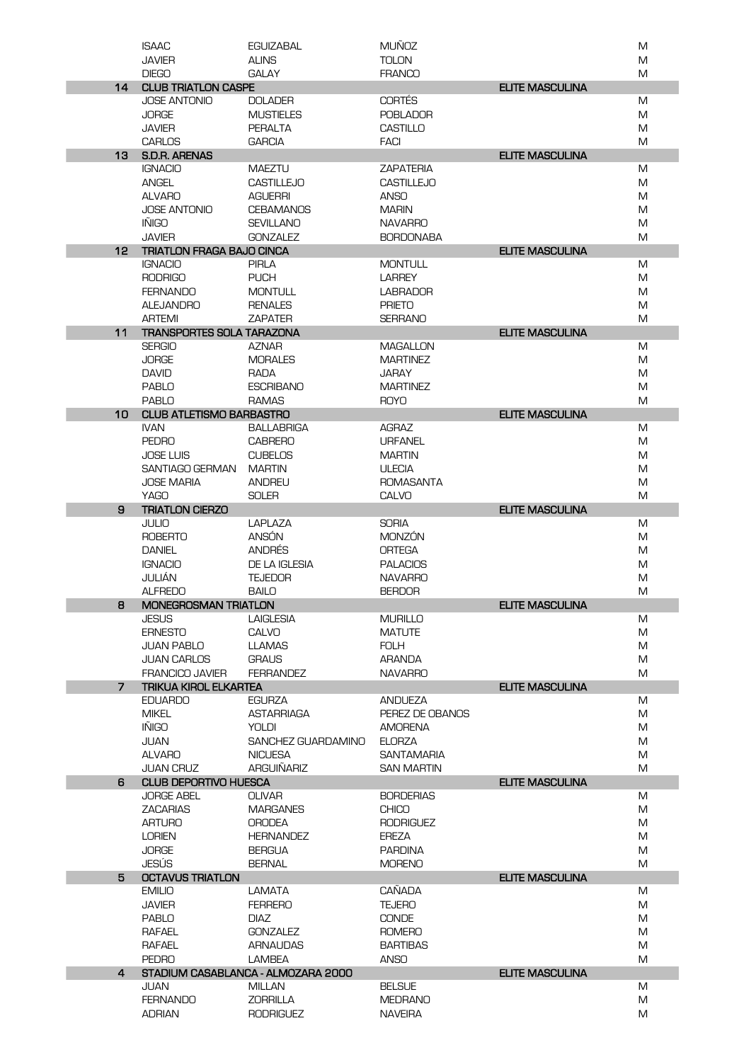| | | | | | |
|---|---|---|---|---|---|
| | ISAAC | EGUIZABAL | MUÑOZ | | M |
| | JAVIER | ALINS | TOLON | | M |
| | DIEGO | GALAY | FRANCO | | M |
| 14 | **CLUB TRIATLON CASPE** | | | **ELITE MASCULINA** | |
| | JOSE ANTONIO | DOLADER | CORTÉS | | M |
| | JORGE | MUSTIELES | POBLADOR | | M |
| | JAVIER | PERALTA | CASTILLO | | M |
| | CARLOS | GARCIA | FACI | | M |
| 13 | **S.D.R. ARENAS** | | | **ELITE MASCULINA** | |
| | IGNACIO | MAEZTU | ZAPATERIA | | M |
| | ANGEL | CASTILLEJO | CASTILLEJO | | M |
| | ALVARO | AGUERRI | ANSO | | M |
| | JOSE ANTONIO | CEBAMANOS | MARIN | | M |
| | IÑIGO | SEVILLANO | NAVARRO | | M |
| | JAVIER | GONZALEZ | BORDONABA | | M |
| 12 | **TRIATLON FRAGA BAJO CINCA** | | | **ELITE MASCULINA** | |
| | IGNACIO | PIRLA | MONTULL | | M |
| | RODRIGO | PUCH | LARREY | | M |
| | FERNANDO | MONTULL | LABRADOR | | M |
| | ALEJANDRO | RENALES | PRIETO | | M |
| | ARTEMI | ZAPATER | SERRANO | | M |
| 11 | **TRANSPORTES SOLA TARAZONA** | | | **ELITE MASCULINA** | |
| | SERGIO | AZNAR | MAGALLON | | M |
| | JORGE | MORALES | MARTINEZ | | M |
| | DAVID | RADA | JARAY | | M |
| | PABLO | ESCRIBANO | MARTINEZ | | M |
| | PABLO | RAMAS | ROYO | | M |
| 10 | **CLUB ATLETISMO BARBASTRO** | | | **ELITE MASCULINA** | |
| | IVAN | BALLABRIGA | AGRAZ | | M |
| | PEDRO | CABRERO | URFANEL | | M |
| | JOSE LUIS | CUBELOS | MARTIN | | M |
| | SANTIAGO GERMAN | MARTIN | ULECIA | | M |
| | JOSE MARIA | ANDREU | ROMASANTA | | M |
| | YAGO | SOLER | CALVO | | M |
| 9 | **TRIATLON CIERZO** | | | **ELITE MASCULINA** | |
| | JULIO | LAPLAZA | SORIA | | M |
| | ROBERTO | ANSÓN | MONZÓN | | M |
| | DANIEL | ANDRÉS | ORTEGA | | M |
| | IGNACIO | DE LA IGLESIA | PALACIOS | | M |
| | JULIÁN | TEJEDOR | NAVARRO | | M |
| | ALFREDO | BAILO | BERDOR | | M |
| 8 | **MONEGROSMAN TRIATLON** | | | **ELITE MASCULINA** | |
| | JESUS | LAIGLESIA | MURILLO | | M |
| | ERNESTO | CALVO | MATUTE | | M |
| | JUAN PABLO | LLAMAS | FOLH | | M |
| | JUAN CARLOS | GRAUS | ARANDA | | M |
| | FRANCICO JAVIER | FERRANDEZ | NAVARRO | | M |
| 7 | **TRIKUA KIROL ELKARTEA** | | | **ELITE MASCULINA** | |
| | EDUARDO | EGURZA | ANDUEZA | | M |
| | MIKEL | ASTARRIAGA | PEREZ DE OBANOS | | M |
| | IÑIGO | YOLDI | AMORENA | | M |
| | JUAN | SANCHEZ GUARDAMINO | ELORZA | | M |
| | ALVARO | NICUESA | SANTAMARIA | | M |
| | JUAN CRUZ | ARGUIÑARIZ | SAN MARTIN | | M |
| 6 | **CLUB DEPORTIVO HUESCA** | | | **ELITE MASCULINA** | |
| | JORGE ABEL | OLIVAR | BORDERIAS | | M |
| | ZACARIAS | MARGANES | CHICO | | M |
| | ARTURO | ORODEA | RODRIGUEZ | | M |
| | LORIEN | HERNANDEZ | EREZA | | M |
| | JORGE | BERGUA | PARDINA | | M |
| | JESÚS | BERNAL | MORENO | | M |
| 5 | **OCTAVUS TRIATLON** | | | **ELITE MASCULINA** | |
| | EMILIO | LAMATA | CAÑADA | | M |
| | JAVIER | FERRERO | TEJERO | | M |
| | PABLO | DIAZ | CONDE | | M |
| | RAFAEL | GONZALEZ | ROMERO | | M |
| | RAFAEL | ARNAUDAS | BARTIBAS | | M |
| | PEDRO | LAMBEA | ANSO | | M |
| 4 | **STADIUM CASABLANCA - ALMOZARA 2000** | | | **ELITE MASCULINA** | |
| | JUAN | MILLAN | BELSUE | | M |
| | FERNANDO | ZORRILLA | MEDRANO | | M |
| | ADRIAN | RODRIGUEZ | NAVEIRA | | M |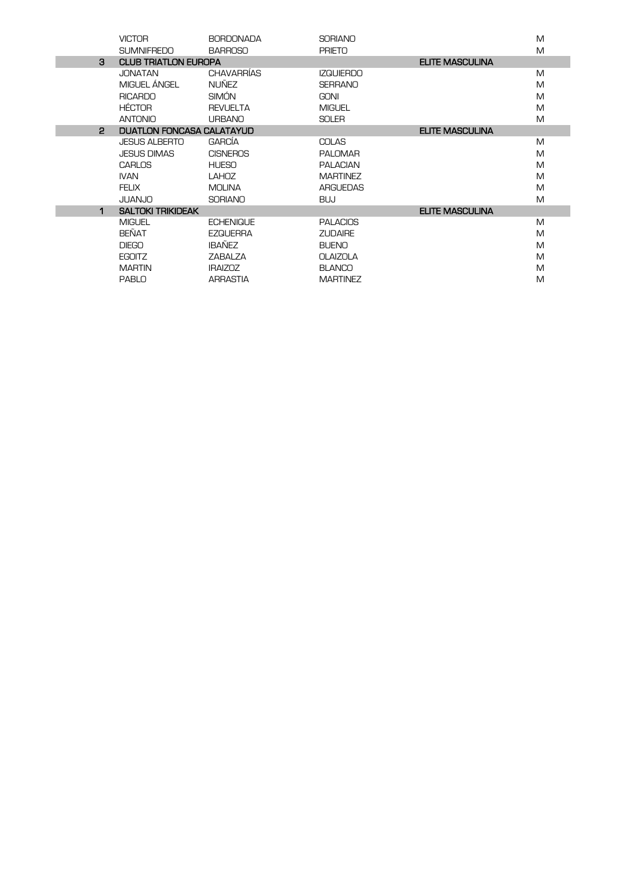| | | | | | |
|---|---|---|---|---|---|
| | VICTOR | BORDONADA | SORIANO | | M |
| | SUMNIFREDO | BARROSO | PRIETO | | M |
| 3 | CLUB TRIATLON EUROPA | | | ELITE MASCULINA | |
| | JONATAN | CHAVARRÍAS | IZQUIERDO | | M |
| | MIGUEL ÁNGEL | NUÑEZ | SERRANO | | M |
| | RICARDO | SIMÓN | GONI | | M |
| | HÉCTOR | REVUELTA | MIGUEL | | M |
| | ANTONIO | URBANO | SOLER | | M |
| 2 | DUATLON FONCASA CALATAYUD | | | ELITE MASCULINA | |
| | JESUS ALBERTO | GARCÍA | COLAS | | M |
| | JESUS DIMAS | CISNEROS | PALOMAR | | M |
| | CARLOS | HUESO | PALACIAN | | M |
| | IVAN | LAHOZ | MARTINEZ | | M |
| | FELIX | MOLINA | ARGUEDAS | | M |
| | JUANJO | SORIANO | BUJ | | M |
| 1 | SALTOKI TRIKIDEAK | | | ELITE MASCULINA | |
| | MIGUEL | ECHENIQUE | PALACIOS | | M |
| | BEÑAT | EZQUERRA | ZUDAIRE | | M |
| | DIEGO | IBAÑEZ | BUENO | | M |
| | EGOITZ | ZABALZA | OLAIZOLA | | M |
| | MARTIN | IRAIZOZ | BLANCO | | M |
| | PABLO | ARRASTIA | MARTINEZ | | M |